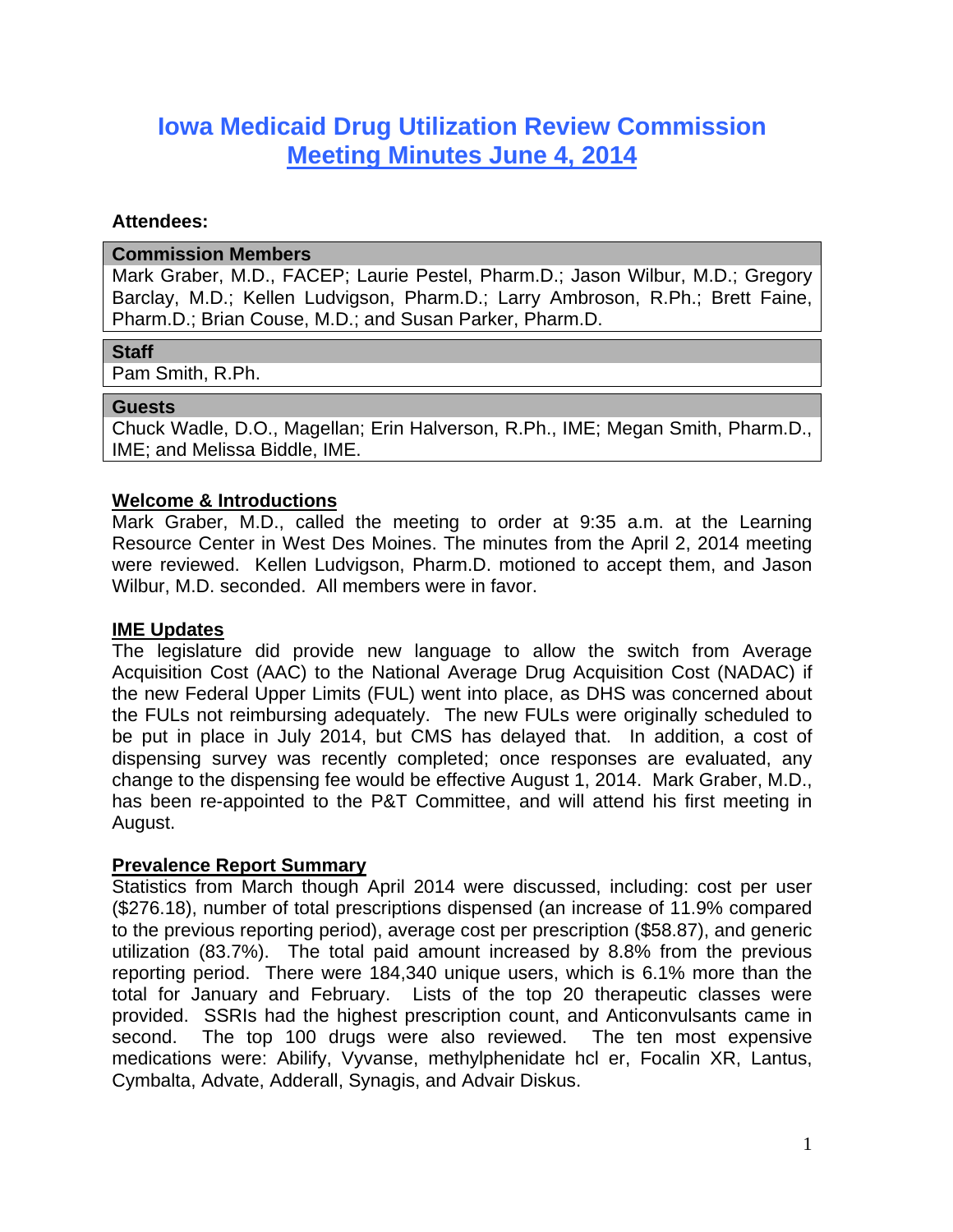# Iowa Medicaid Drug Utilization Review Commission

## Meeting Minutes June 4, 2014

**Attendees:**

| **Commission Members** |
|---|
| Mark Graber, M.D., FACEP; Laurie Pestel, Pharm.D.; Jason Wilbur, M.D.; Gregory Barclay, M.D.; Kellen Ludvigson, Pharm.D.; Larry Ambroson, R.Ph.; Brett Faine, Pharm.D.; Brian Couse, M.D.; and Susan Parker, Pharm.D. |

| **Staff** |
|---|
| Pam Smith, R.Ph. |

| **Guests** |
|---|
| Chuck Wadle, D.O., Magellan; Erin Halverson, R.Ph., IME; Megan Smith, Pharm.D., IME; and Melissa Biddle, IME. |

**Welcome & Introductions**

Mark Graber, M.D., called the meeting to order at 9:35 a.m. at the Learning Resource Center in West Des Moines. The minutes from the April 2, 2014 meeting were reviewed. Kellen Ludvigson, Pharm.D. motioned to accept them, and Jason Wilbur, M.D. seconded. All members were in favor.

**IME Updates**

The legislature did provide new language to allow the switch from Average Acquisition Cost (AAC) to the National Average Drug Acquisition Cost (NADAC) if the new Federal Upper Limits (FUL) went into place, as DHS was concerned about the FULs not reimbursing adequately. The new FULs were originally scheduled to be put in place in July 2014, but CMS has delayed that. In addition, a cost of dispensing survey was recently completed; once responses are evaluated, any change to the dispensing fee would be effective August 1, 2014. Mark Graber, M.D., has been re-appointed to the P&T Committee, and will attend his first meeting in August.

**Prevalence Report Summary**

Statistics from March though April 2014 were discussed, including: cost per user ($276.18), number of total prescriptions dispensed (an increase of 11.9% compared to the previous reporting period), average cost per prescription ($58.87), and generic utilization (83.7%). The total paid amount increased by 8.8% from the previous reporting period. There were 184,340 unique users, which is 6.1% more than the total for January and February. Lists of the top 20 therapeutic classes were provided. SSRIs had the highest prescription count, and Anticonvulsants came in second. The top 100 drugs were also reviewed. The ten most expensive medications were: Abilify, Vyvanse, methylphenidate hcl er, Focalin XR, Lantus, Cymbalta, Advate, Adderall, Synagis, and Advair Diskus.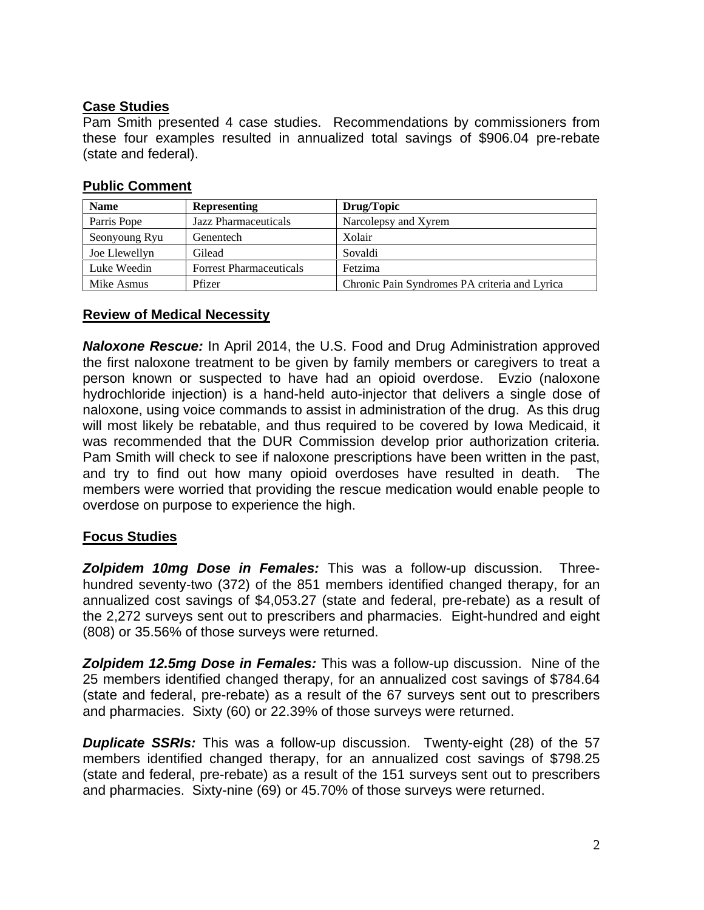## Case Studies

Pam Smith presented 4 case studies. Recommendations by commissioners from these four examples resulted in annualized total savings of $906.04 pre-rebate (state and federal).

## Public Comment

| Name | Representing | Drug/Topic |
|---|---|---|
| Parris Pope | Jazz Pharmaceuticals | Narcolepsy and Xyrem |
| Seonyoung Ryu | Genentech | Xolair |
| Joe Llewellyn | Gilead | Sovaldi |
| Luke Weedin | Forrest Pharmaceuticals | Fetzima |
| Mike Asmus | Pfizer | Chronic Pain Syndromes PA criteria and Lyrica |

## Review of Medical Necessity

***Naloxone Rescue:*** In April 2014, the U.S. Food and Drug Administration approved the first naloxone treatment to be given by family members or caregivers to treat a person known or suspected to have had an opioid overdose. Evzio (naloxone hydrochloride injection) is a hand-held auto-injector that delivers a single dose of naloxone, using voice commands to assist in administration of the drug. As this drug will most likely be rebatable, and thus required to be covered by Iowa Medicaid, it was recommended that the DUR Commission develop prior authorization criteria. Pam Smith will check to see if naloxone prescriptions have been written in the past, and try to find out how many opioid overdoses have resulted in death. The members were worried that providing the rescue medication would enable people to overdose on purpose to experience the high.

## Focus Studies

***Zolpidem 10mg Dose in Females:*** This was a follow-up discussion. Three-hundred seventy-two (372) of the 851 members identified changed therapy, for an annualized cost savings of $4,053.27 (state and federal, pre-rebate) as a result of the 2,272 surveys sent out to prescribers and pharmacies. Eight-hundred and eight (808) or 35.56% of those surveys were returned.

***Zolpidem 12.5mg Dose in Females:*** This was a follow-up discussion. Nine of the 25 members identified changed therapy, for an annualized cost savings of $784.64 (state and federal, pre-rebate) as a result of the 67 surveys sent out to prescribers and pharmacies. Sixty (60) or 22.39% of those surveys were returned.

***Duplicate SSRIs:*** This was a follow-up discussion. Twenty-eight (28) of the 57 members identified changed therapy, for an annualized cost savings of $798.25 (state and federal, pre-rebate) as a result of the 151 surveys sent out to prescribers and pharmacies. Sixty-nine (69) or 45.70% of those surveys were returned.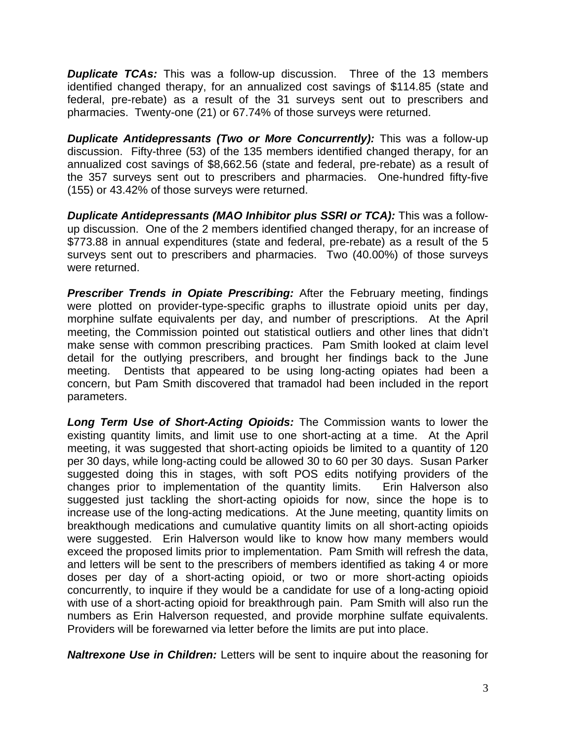***Duplicate TCAs:*** This was a follow-up discussion. Three of the 13 members identified changed therapy, for an annualized cost savings of $114.85 (state and federal, pre-rebate) as a result of the 31 surveys sent out to prescribers and pharmacies. Twenty-one (21) or 67.74% of those surveys were returned.

***Duplicate Antidepressants (Two or More Concurrently):*** This was a follow-up discussion. Fifty-three (53) of the 135 members identified changed therapy, for an annualized cost savings of $8,662.56 (state and federal, pre-rebate) as a result of the 357 surveys sent out to prescribers and pharmacies. One-hundred fifty-five (155) or 43.42% of those surveys were returned.

***Duplicate Antidepressants (MAO Inhibitor plus SSRI or TCA):*** This was a follow-up discussion. One of the 2 members identified changed therapy, for an increase of $773.88 in annual expenditures (state and federal, pre-rebate) as a result of the 5 surveys sent out to prescribers and pharmacies. Two (40.00%) of those surveys were returned.

***Prescriber Trends in Opiate Prescribing:*** After the February meeting, findings were plotted on provider-type-specific graphs to illustrate opioid units per day, morphine sulfate equivalents per day, and number of prescriptions. At the April meeting, the Commission pointed out statistical outliers and other lines that didn't make sense with common prescribing practices. Pam Smith looked at claim level detail for the outlying prescribers, and brought her findings back to the June meeting. Dentists that appeared to be using long-acting opiates had been a concern, but Pam Smith discovered that tramadol had been included in the report parameters.

***Long Term Use of Short-Acting Opioids:*** The Commission wants to lower the existing quantity limits, and limit use to one short-acting at a time. At the April meeting, it was suggested that short-acting opioids be limited to a quantity of 120 per 30 days, while long-acting could be allowed 30 to 60 per 30 days. Susan Parker suggested doing this in stages, with soft POS edits notifying providers of the changes prior to implementation of the quantity limits. Erin Halverson also suggested just tackling the short-acting opioids for now, since the hope is to increase use of the long-acting medications. At the June meeting, quantity limits on breakthough medications and cumulative quantity limits on all short-acting opioids were suggested. Erin Halverson would like to know how many members would exceed the proposed limits prior to implementation. Pam Smith will refresh the data, and letters will be sent to the prescribers of members identified as taking 4 or more doses per day of a short-acting opioid, or two or more short-acting opioids concurrently, to inquire if they would be a candidate for use of a long-acting opioid with use of a short-acting opioid for breakthrough pain. Pam Smith will also run the numbers as Erin Halverson requested, and provide morphine sulfate equivalents. Providers will be forewarned via letter before the limits are put into place.

***Naltrexone Use in Children:*** Letters will be sent to inquire about the reasoning for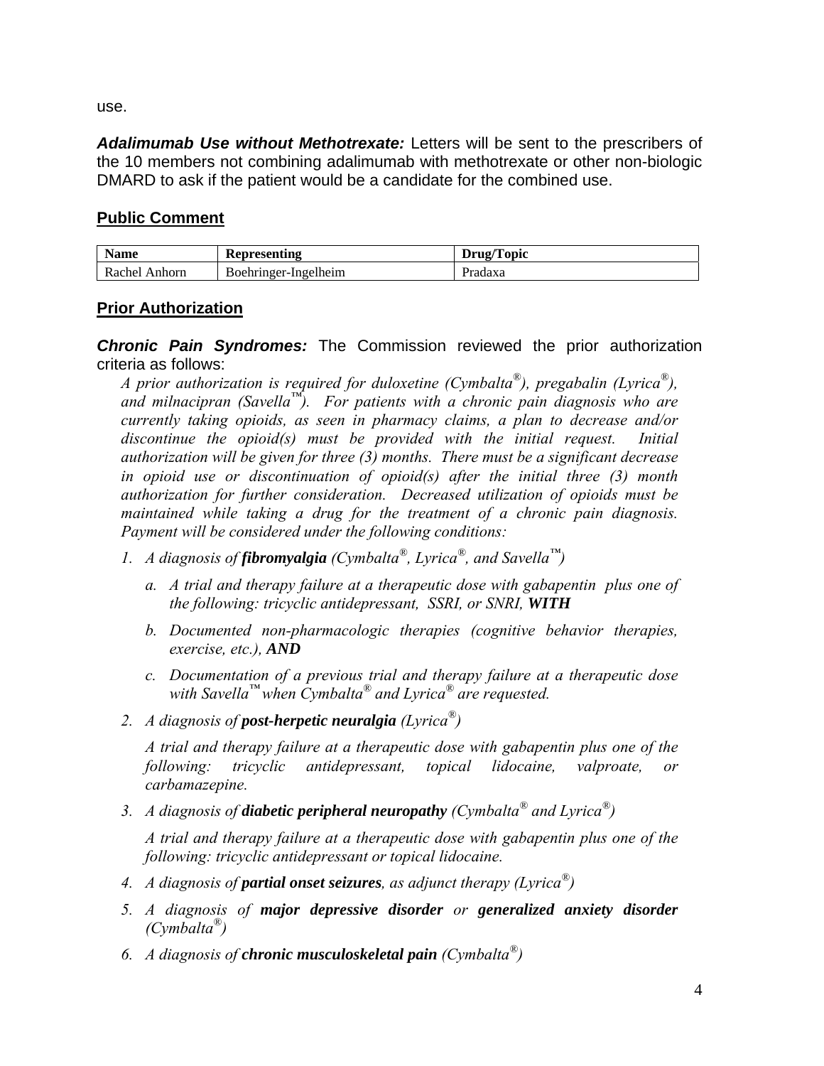use.

***Adalimumab Use without Methotrexate:*** Letters will be sent to the prescribers of the 10 members not combining adalimumab with methotrexate or other non-biologic DMARD to ask if the patient would be a candidate for the combined use.

## Public Comment

| Name | Representing | Drug/Topic |
|---|---|---|
| Rachel Anhorn | Boehringer-Ingelheim | Pradaxa |

## Prior Authorization

***Chronic Pain Syndromes:*** The Commission reviewed the prior authorization criteria as follows:

*A prior authorization is required for duloxetine (Cymbalta®), pregabalin (Lyrica®), and milnacipran (Savella™). For patients with a chronic pain diagnosis who are currently taking opioids, as seen in pharmacy claims, a plan to decrease and/or discontinue the opioid(s) must be provided with the initial request. Initial authorization will be given for three (3) months. There must be a significant decrease in opioid use or discontinuation of opioid(s) after the initial three (3) month authorization for further consideration. Decreased utilization of opioids must be maintained while taking a drug for the treatment of a chronic pain diagnosis. Payment will be considered under the following conditions:*

1. *A diagnosis of **fibromyalgia** (Cymbalta®, Lyrica®, and Savella™)*
   a. *A trial and therapy failure at a therapeutic dose with gabapentin plus one of the following: tricyclic antidepressant, SSRI, or SNRI, **WITH***
   b. *Documented non-pharmacologic therapies (cognitive behavior therapies, exercise, etc.), **AND***
   c. *Documentation of a previous trial and therapy failure at a therapeutic dose with Savella™ when Cymbalta® and Lyrica® are requested.*
2. *A diagnosis of **post-herpetic neuralgia** (Lyrica®)*

   *A trial and therapy failure at a therapeutic dose with gabapentin plus one of the following: tricyclic antidepressant, topical lidocaine, valproate, or carbamazepine.*
3. *A diagnosis of **diabetic peripheral neuropathy** (Cymbalta® and Lyrica®)*

   *A trial and therapy failure at a therapeutic dose with gabapentin plus one of the following: tricyclic antidepressant or topical lidocaine.*
4. *A diagnosis of **partial onset seizures**, as adjunct therapy (Lyrica®)*
5. *A diagnosis of **major depressive disorder** or **generalized anxiety disorder** (Cymbalta®)*
6. *A diagnosis of **chronic musculoskeletal pain** (Cymbalta®)*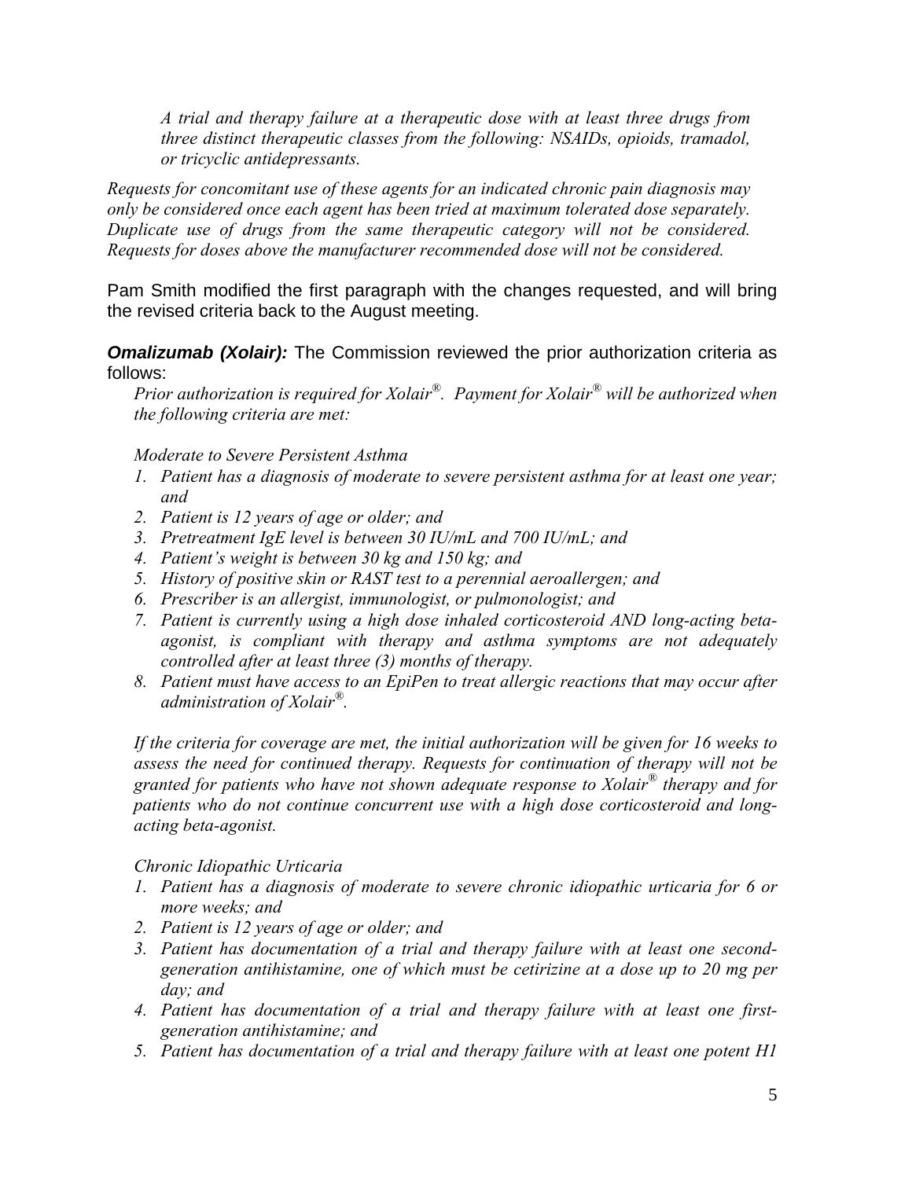*A trial and therapy failure at a therapeutic dose with at least three drugs from three distinct therapeutic classes from the following: NSAIDs, opioids, tramadol, or tricyclic antidepressants.*

*Requests for concomitant use of these agents for an indicated chronic pain diagnosis may only be considered once each agent has been tried at maximum tolerated dose separately. Duplicate use of drugs from the same therapeutic category will not be considered. Requests for doses above the manufacturer recommended dose will not be considered.*

Pam Smith modified the first paragraph with the changes requested, and will bring the revised criteria back to the August meeting.

***Omalizumab (Xolair):*** The Commission reviewed the prior authorization criteria as follows:

*Prior authorization is required for Xolair®. Payment for Xolair® will be authorized when the following criteria are met:*

*Moderate to Severe Persistent Asthma*

1. *Patient has a diagnosis of moderate to severe persistent asthma for at least one year; and*
2. *Patient is 12 years of age or older; and*
3. *Pretreatment IgE level is between 30 IU/mL and 700 IU/mL; and*
4. *Patient's weight is between 30 kg and 150 kg; and*
5. *History of positive skin or RAST test to a perennial aeroallergen; and*
6. *Prescriber is an allergist, immunologist, or pulmonologist; and*
7. *Patient is currently using a high dose inhaled corticosteroid AND long-acting beta-agonist, is compliant with therapy and asthma symptoms are not adequately controlled after at least three (3) months of therapy.*
8. *Patient must have access to an EpiPen to treat allergic reactions that may occur after administration of Xolair®.*

*If the criteria for coverage are met, the initial authorization will be given for 16 weeks to assess the need for continued therapy. Requests for continuation of therapy will not be granted for patients who have not shown adequate response to Xolair® therapy and for patients who do not continue concurrent use with a high dose corticosteroid and long-acting beta-agonist.*

*Chronic Idiopathic Urticaria*

1. *Patient has a diagnosis of moderate to severe chronic idiopathic urticaria for 6 or more weeks; and*
2. *Patient is 12 years of age or older; and*
3. *Patient has documentation of a trial and therapy failure with at least one second-generation antihistamine, one of which must be cetirizine at a dose up to 20 mg per day; and*
4. *Patient has documentation of a trial and therapy failure with at least one first-generation antihistamine; and*
5. *Patient has documentation of a trial and therapy failure with at least one potent H1*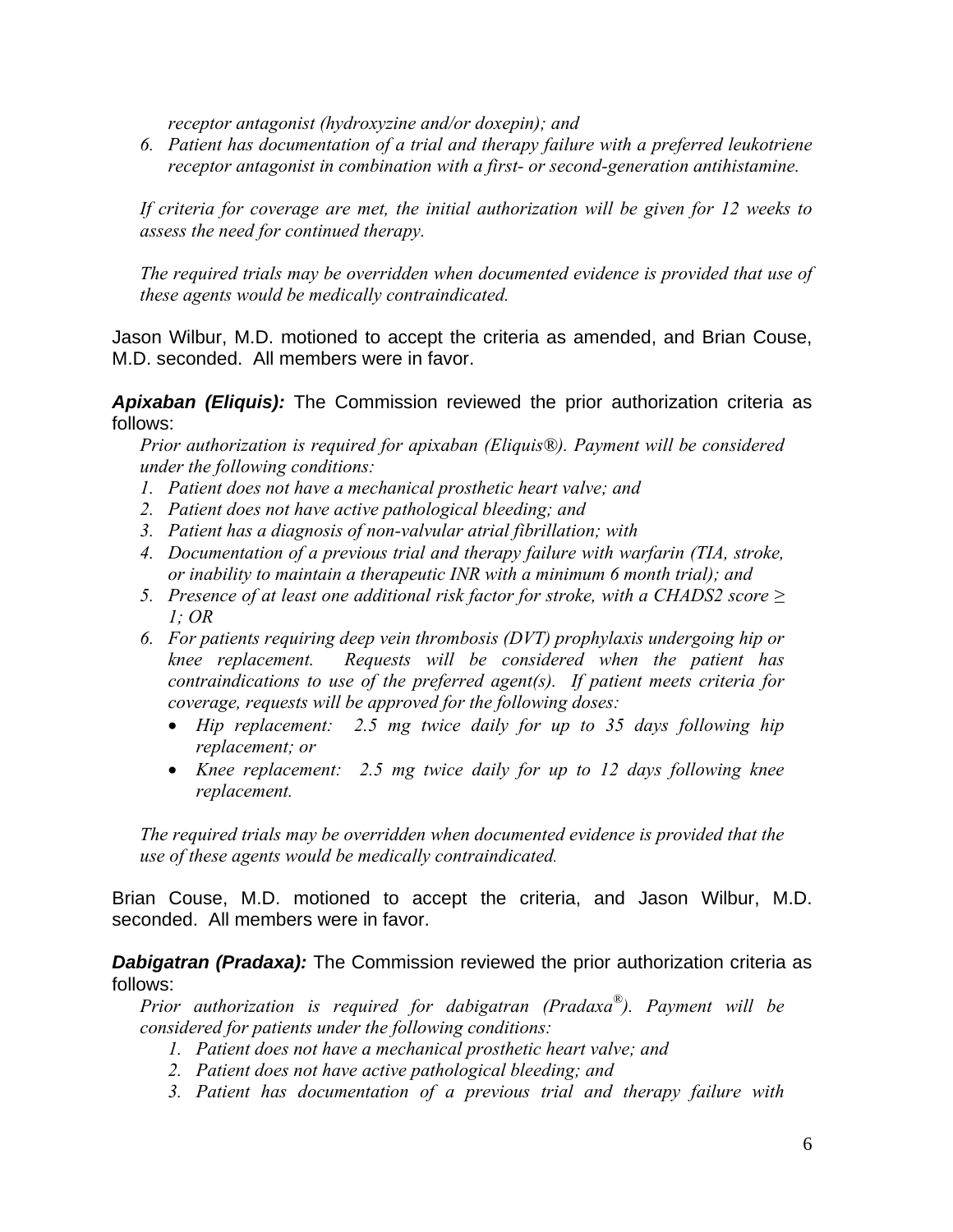*receptor antagonist (hydroxyzine and/or doxepin); and*

6. *Patient has documentation of a trial and therapy failure with a preferred leukotriene receptor antagonist in combination with a first- or second-generation antihistamine.*

*If criteria for coverage are met, the initial authorization will be given for 12 weeks to assess the need for continued therapy.*

*The required trials may be overridden when documented evidence is provided that use of these agents would be medically contraindicated.*

Jason Wilbur, M.D. motioned to accept the criteria as amended, and Brian Couse, M.D. seconded. All members were in favor.

***Apixaban (Eliquis):*** The Commission reviewed the prior authorization criteria as follows:

*Prior authorization is required for apixaban (Eliquis®). Payment will be considered under the following conditions:*

1. *Patient does not have a mechanical prosthetic heart valve; and*
2. *Patient does not have active pathological bleeding; and*
3. *Patient has a diagnosis of non-valvular atrial fibrillation; with*
4. *Documentation of a previous trial and therapy failure with warfarin (TIA, stroke, or inability to maintain a therapeutic INR with a minimum 6 month trial); and*
5. *Presence of at least one additional risk factor for stroke, with a CHADS2 score ≥ 1; OR*
6. *For patients requiring deep vein thrombosis (DVT) prophylaxis undergoing hip or knee replacement. Requests will be considered when the patient has contraindications to use of the preferred agent(s). If patient meets criteria for coverage, requests will be approved for the following doses:*
   - *Hip replacement: 2.5 mg twice daily for up to 35 days following hip replacement; or*
   - *Knee replacement: 2.5 mg twice daily for up to 12 days following knee replacement.*

*The required trials may be overridden when documented evidence is provided that the use of these agents would be medically contraindicated.*

Brian Couse, M.D. motioned to accept the criteria, and Jason Wilbur, M.D. seconded. All members were in favor.

***Dabigatran (Pradaxa):*** The Commission reviewed the prior authorization criteria as follows:

*Prior authorization is required for dabigatran (Pradaxa®). Payment will be considered for patients under the following conditions:*

1. *Patient does not have a mechanical prosthetic heart valve; and*
2. *Patient does not have active pathological bleeding; and*
3. *Patient has documentation of a previous trial and therapy failure with*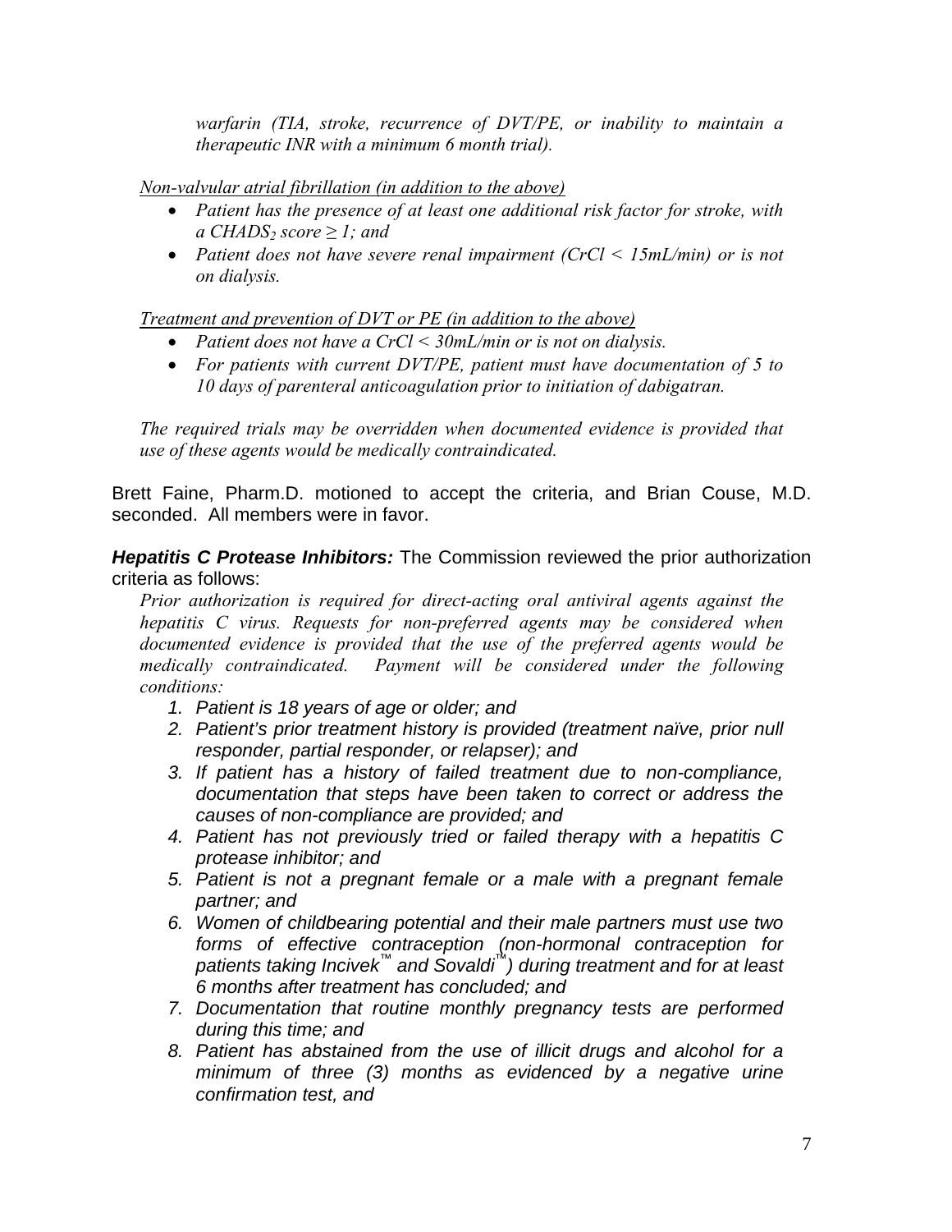*warfarin (TIA, stroke, recurrence of DVT/PE, or inability to maintain a therapeutic INR with a minimum 6 month trial).*

*Non-valvular atrial fibrillation (in addition to the above)*

- *Patient has the presence of at least one additional risk factor for stroke, with a $CHADS_2$ score ≥ 1; and*
- *Patient does not have severe renal impairment (CrCl < 15mL/min) or is not on dialysis.*

*Treatment and prevention of DVT or PE (in addition to the above)*

- *Patient does not have a CrCl < 30mL/min or is not on dialysis.*
- *For patients with current DVT/PE, patient must have documentation of 5 to 10 days of parenteral anticoagulation prior to initiation of dabigatran.*

*The required trials may be overridden when documented evidence is provided that use of these agents would be medically contraindicated.*

Brett Faine, Pharm.D. motioned to accept the criteria, and Brian Couse, M.D. seconded. All members were in favor.

***Hepatitis C Protease Inhibitors:*** The Commission reviewed the prior authorization criteria as follows:

*Prior authorization is required for direct-acting oral antiviral agents against the hepatitis C virus. Requests for non-preferred agents may be considered when documented evidence is provided that the use of the preferred agents would be medically contraindicated. Payment will be considered under the following conditions:*

1. *Patient is 18 years of age or older; and*
2. *Patient's prior treatment history is provided (treatment naïve, prior null responder, partial responder, or relapser); and*
3. *If patient has a history of failed treatment due to non-compliance, documentation that steps have been taken to correct or address the causes of non-compliance are provided; and*
4. *Patient has not previously tried or failed therapy with a hepatitis C protease inhibitor; and*
5. *Patient is not a pregnant female or a male with a pregnant female partner; and*
6. *Women of childbearing potential and their male partners must use two forms of effective contraception (non-hormonal contraception for patients taking Incivek™ and Sovaldi™) during treatment and for at least 6 months after treatment has concluded; and*
7. *Documentation that routine monthly pregnancy tests are performed during this time; and*
8. *Patient has abstained from the use of illicit drugs and alcohol for a minimum of three (3) months as evidenced by a negative urine confirmation test, and*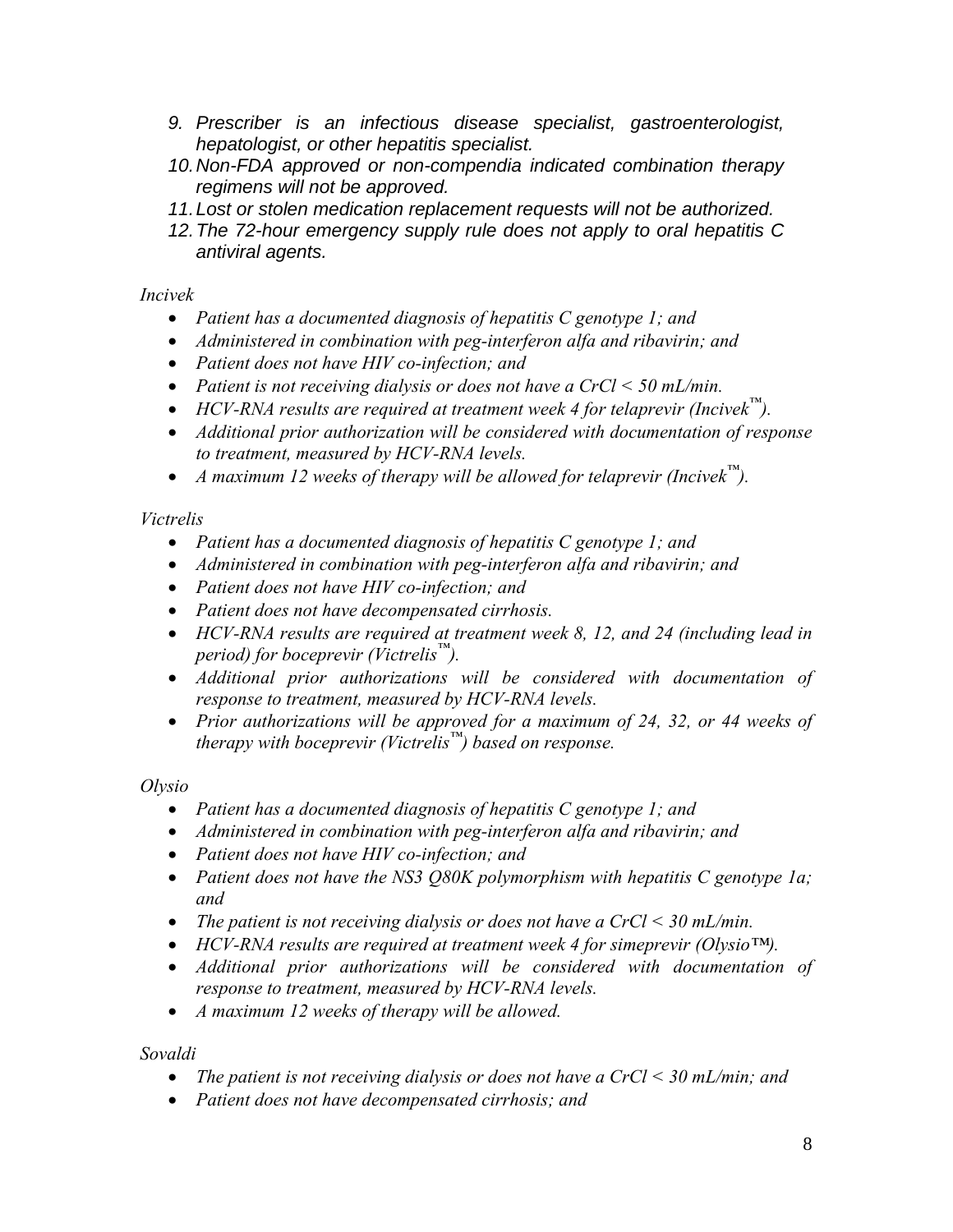9. *Prescriber is an infectious disease specialist, gastroenterologist, hepatologist, or other hepatitis specialist.*
10. *Non-FDA approved or non-compendia indicated combination therapy regimens will not be approved.*
11. *Lost or stolen medication replacement requests will not be authorized.*
12. *The 72-hour emergency supply rule does not apply to oral hepatitis C antiviral agents.*

*Incivek*

- *Patient has a documented diagnosis of hepatitis C genotype 1; and*
- *Administered in combination with peg-interferon alfa and ribavirin; and*
- *Patient does not have HIV co-infection; and*
- *Patient is not receiving dialysis or does not have a CrCl < 50 mL/min.*
- *HCV-RNA results are required at treatment week 4 for telaprevir (Incivek™).*
- *Additional prior authorization will be considered with documentation of response to treatment, measured by HCV-RNA levels.*
- *A maximum 12 weeks of therapy will be allowed for telaprevir (Incivek™).*

*Victrelis*

- *Patient has a documented diagnosis of hepatitis C genotype 1; and*
- *Administered in combination with peg-interferon alfa and ribavirin; and*
- *Patient does not have HIV co-infection; and*
- *Patient does not have decompensated cirrhosis.*
- *HCV-RNA results are required at treatment week 8, 12, and 24 (including lead in period) for boceprevir (Victrelis™).*
- *Additional prior authorizations will be considered with documentation of response to treatment, measured by HCV-RNA levels.*
- *Prior authorizations will be approved for a maximum of 24, 32, or 44 weeks of therapy with boceprevir (Victrelis™) based on response.*

*Olysio*

- *Patient has a documented diagnosis of hepatitis C genotype 1; and*
- *Administered in combination with peg-interferon alfa and ribavirin; and*
- *Patient does not have HIV co-infection; and*
- *Patient does not have the NS3 Q80K polymorphism with hepatitis C genotype 1a; and*
- *The patient is not receiving dialysis or does not have a CrCl < 30 mL/min.*
- *HCV-RNA results are required at treatment week 4 for simeprevir (Olysio™).*
- *Additional prior authorizations will be considered with documentation of response to treatment, measured by HCV-RNA levels.*
- *A maximum 12 weeks of therapy will be allowed.*

*Sovaldi*

- *The patient is not receiving dialysis or does not have a CrCl < 30 mL/min; and*
- *Patient does not have decompensated cirrhosis; and*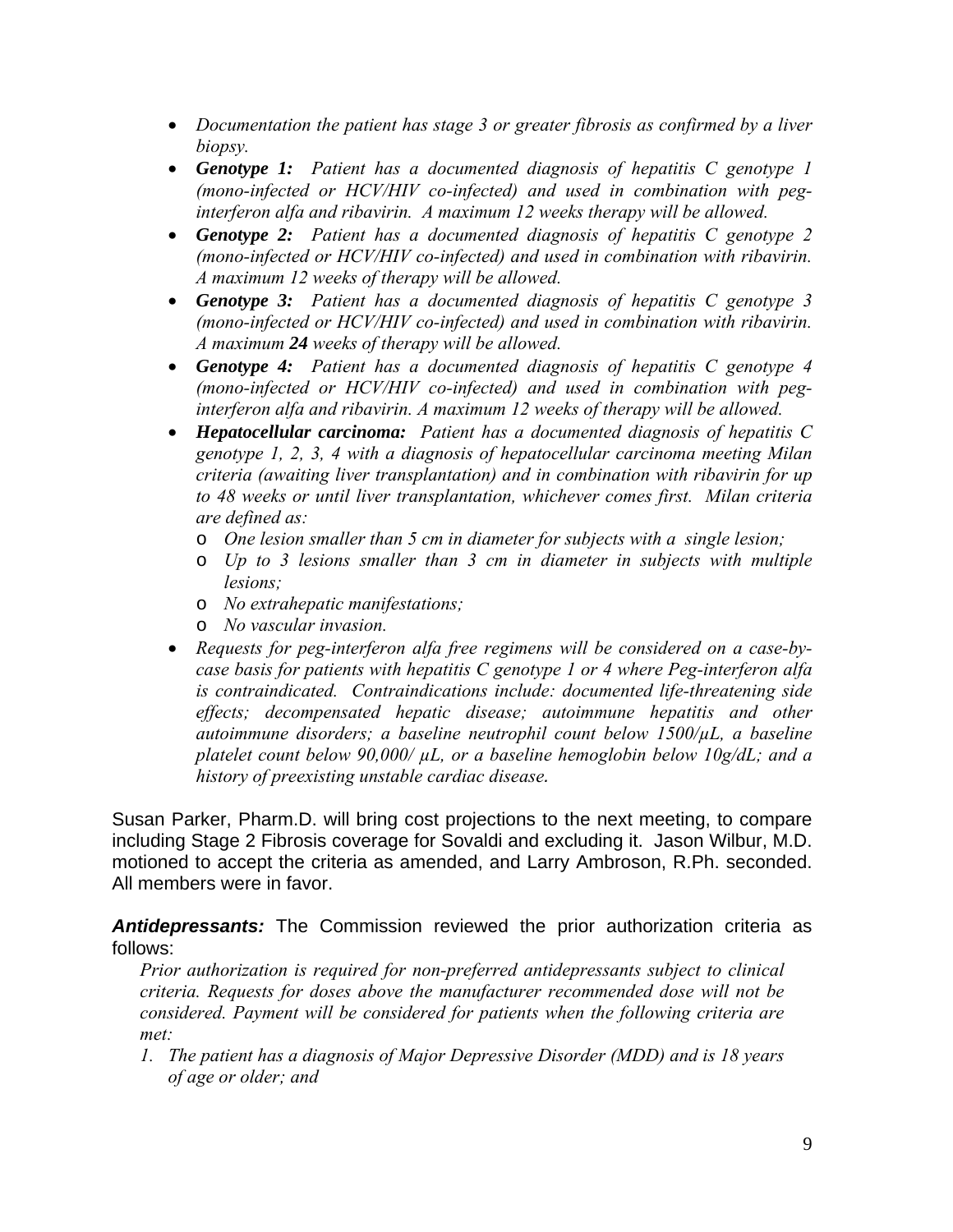- *Documentation the patient has stage 3 or greater fibrosis as confirmed by a liver biopsy.*
- ***Genotype 1:*** *Patient has a documented diagnosis of hepatitis C genotype 1 (mono-infected or HCV/HIV co-infected) and used in combination with peg-interferon alfa and ribavirin. A maximum 12 weeks therapy will be allowed.*
- ***Genotype 2:*** *Patient has a documented diagnosis of hepatitis C genotype 2 (mono-infected or HCV/HIV co-infected) and used in combination with ribavirin. A maximum 12 weeks of therapy will be allowed.*
- ***Genotype 3:*** *Patient has a documented diagnosis of hepatitis C genotype 3 (mono-infected or HCV/HIV co-infected) and used in combination with ribavirin. A maximum **24** weeks of therapy will be allowed.*
- ***Genotype 4:*** *Patient has a documented diagnosis of hepatitis C genotype 4 (mono-infected or HCV/HIV co-infected) and used in combination with peg-interferon alfa and ribavirin. A maximum 12 weeks of therapy will be allowed.*
- ***Hepatocellular carcinoma:*** *Patient has a documented diagnosis of hepatitis C genotype 1, 2, 3, 4 with a diagnosis of hepatocellular carcinoma meeting Milan criteria (awaiting liver transplantation) and in combination with ribavirin for up to 48 weeks or until liver transplantation, whichever comes first. Milan criteria are defined as:*
  - *One lesion smaller than 5 cm in diameter for subjects with a single lesion;*
  - *Up to 3 lesions smaller than 3 cm in diameter in subjects with multiple lesions;*
  - *No extrahepatic manifestations;*
  - *No vascular invasion.*
- *Requests for peg-interferon alfa free regimens will be considered on a case-by-case basis for patients with hepatitis C genotype 1 or 4 where Peg-interferon alfa is contraindicated. Contraindications include: documented life-threatening side effects; decompensated hepatic disease; autoimmune hepatitis and other autoimmune disorders; a baseline neutrophil count below 1500/µL, a baseline platelet count below 90,000/ µL, or a baseline hemoglobin below 10g/dL; and a history of preexisting unstable cardiac disease.*

Susan Parker, Pharm.D. will bring cost projections to the next meeting, to compare including Stage 2 Fibrosis coverage for Sovaldi and excluding it. Jason Wilbur, M.D. motioned to accept the criteria as amended, and Larry Ambroson, R.Ph. seconded. All members were in favor.

***Antidepressants:*** The Commission reviewed the prior authorization criteria as follows:

*Prior authorization is required for non-preferred antidepressants subject to clinical criteria. Requests for doses above the manufacturer recommended dose will not be considered. Payment will be considered for patients when the following criteria are met:*

1. *The patient has a diagnosis of Major Depressive Disorder (MDD) and is 18 years of age or older; and*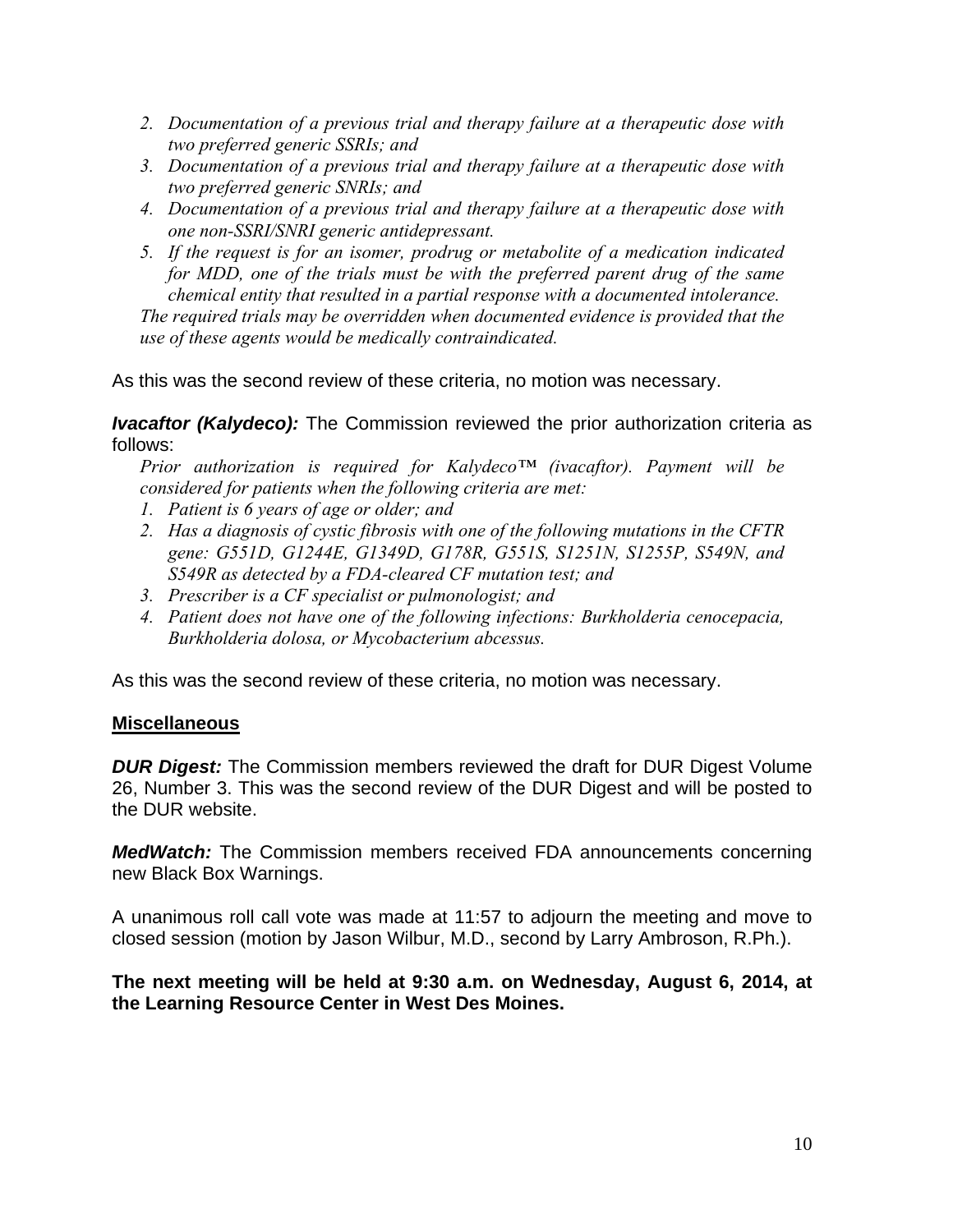2. *Documentation of a previous trial and therapy failure at a therapeutic dose with two preferred generic SSRIs; and*
3. *Documentation of a previous trial and therapy failure at a therapeutic dose with two preferred generic SNRIs; and*
4. *Documentation of a previous trial and therapy failure at a therapeutic dose with one non-SSRI/SNRI generic antidepressant.*
5. *If the request is for an isomer, prodrug or metabolite of a medication indicated for MDD, one of the trials must be with the preferred parent drug of the same chemical entity that resulted in a partial response with a documented intolerance.*

*The required trials may be overridden when documented evidence is provided that the use of these agents would be medically contraindicated.*

As this was the second review of these criteria, no motion was necessary.

***Ivacaftor (Kalydeco):*** The Commission reviewed the prior authorization criteria as follows:

*Prior authorization is required for Kalydeco™ (ivacaftor). Payment will be considered for patients when the following criteria are met:*

1. *Patient is 6 years of age or older; and*
2. *Has a diagnosis of cystic fibrosis with one of the following mutations in the CFTR gene: G551D, G1244E, G1349D, G178R, G551S, S1251N, S1255P, S549N, and S549R as detected by a FDA-cleared CF mutation test; and*
3. *Prescriber is a CF specialist or pulmonologist; and*
4. *Patient does not have one of the following infections: Burkholderia cenocepacia, Burkholderia dolosa, or Mycobacterium abcessus.*

As this was the second review of these criteria, no motion was necessary.

## Miscellaneous

***DUR Digest:*** The Commission members reviewed the draft for DUR Digest Volume 26, Number 3. This was the second review of the DUR Digest and will be posted to the DUR website.

***MedWatch:*** The Commission members received FDA announcements concerning new Black Box Warnings.

A unanimous roll call vote was made at 11:57 to adjourn the meeting and move to closed session (motion by Jason Wilbur, M.D., second by Larry Ambroson, R.Ph.).

**The next meeting will be held at 9:30 a.m. on Wednesday, August 6, 2014, at the Learning Resource Center in West Des Moines.**